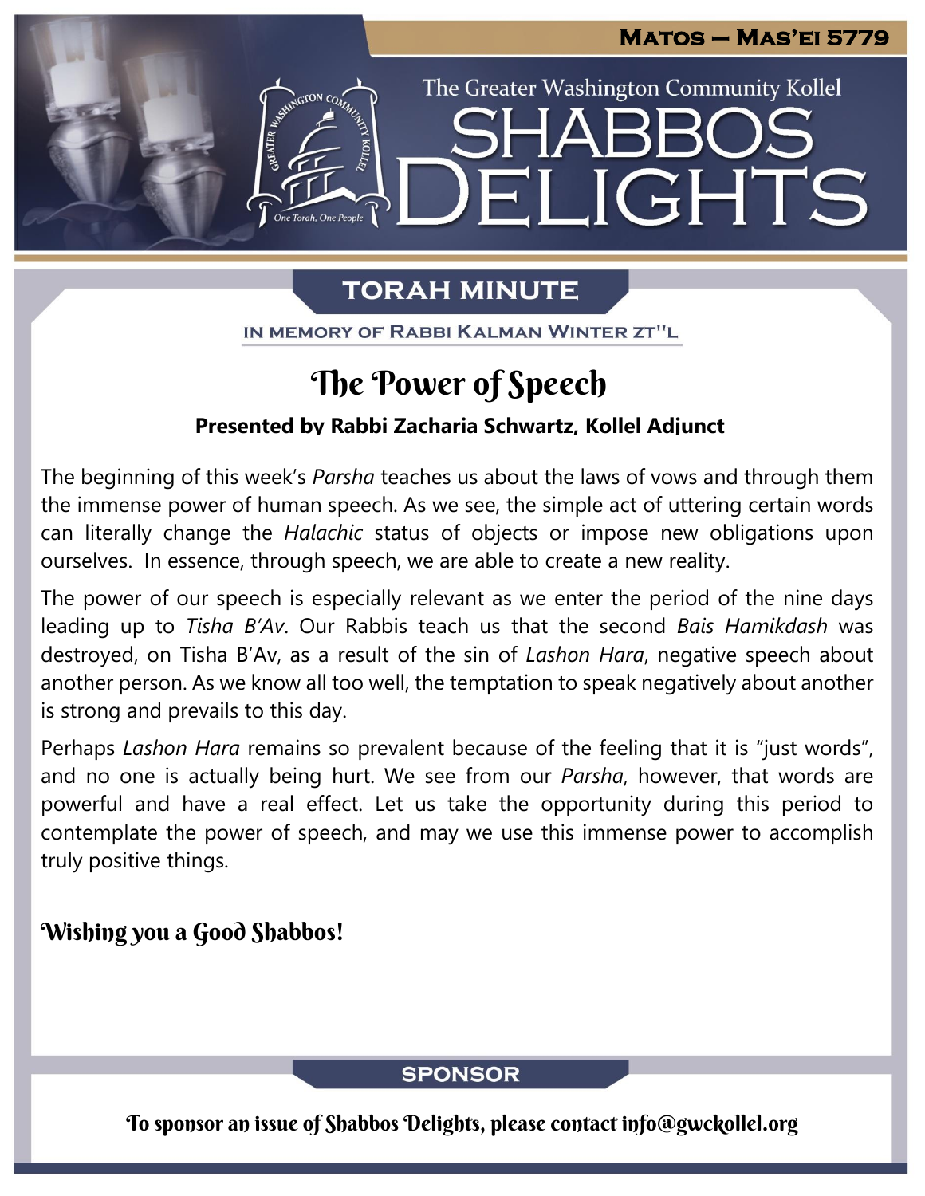**MATOS — MAS'EI 5779**

The Greater Washington Community Kollel

# SHABBOS DELIGHTS

## TORAH MINUTE

IN MEMORY OF RABBI KALMAN WINTER ZT"L

### The Power of Speech

**Presented by Rabbi Zacharia Schwartz, Kollel Adjunct**

The beginning of this week's *Parsha* teaches us about the laws of vows and through them the immense power of human speech. As we see, the simple act of uttering certain words can literally change the *Halachic* status of objects or impose new obligations upon ourselves. In essence, through speech, we are able to create a new reality.

The power of our speech is especially relevant as we enter the period of the nine days leading up to *Tisha B'Av*. Our Rabbis teach us that the second *Bais Hamikdash* was destroyed, on Tisha B'Av, as a result of the sin of *Lashon Hara*, negative speech about another person. As we know all too well, the temptation to speak negatively about another is strong and prevails to this day.

Perhaps *Lashon Hara* remains so prevalent because of the feeling that it is "just words", and no one is actually being hurt. We see from our *Parsha*, however, that words are powerful and have a real effect. Let us take the opportunity during this period to contemplate the power of speech, and may we use this immense power to accomplish truly positive things.

**Wishing you a Good Shabbos!**

## SPONSOR

To sponsor an issue of Shabbos Delights, please contact info@gwckollel.org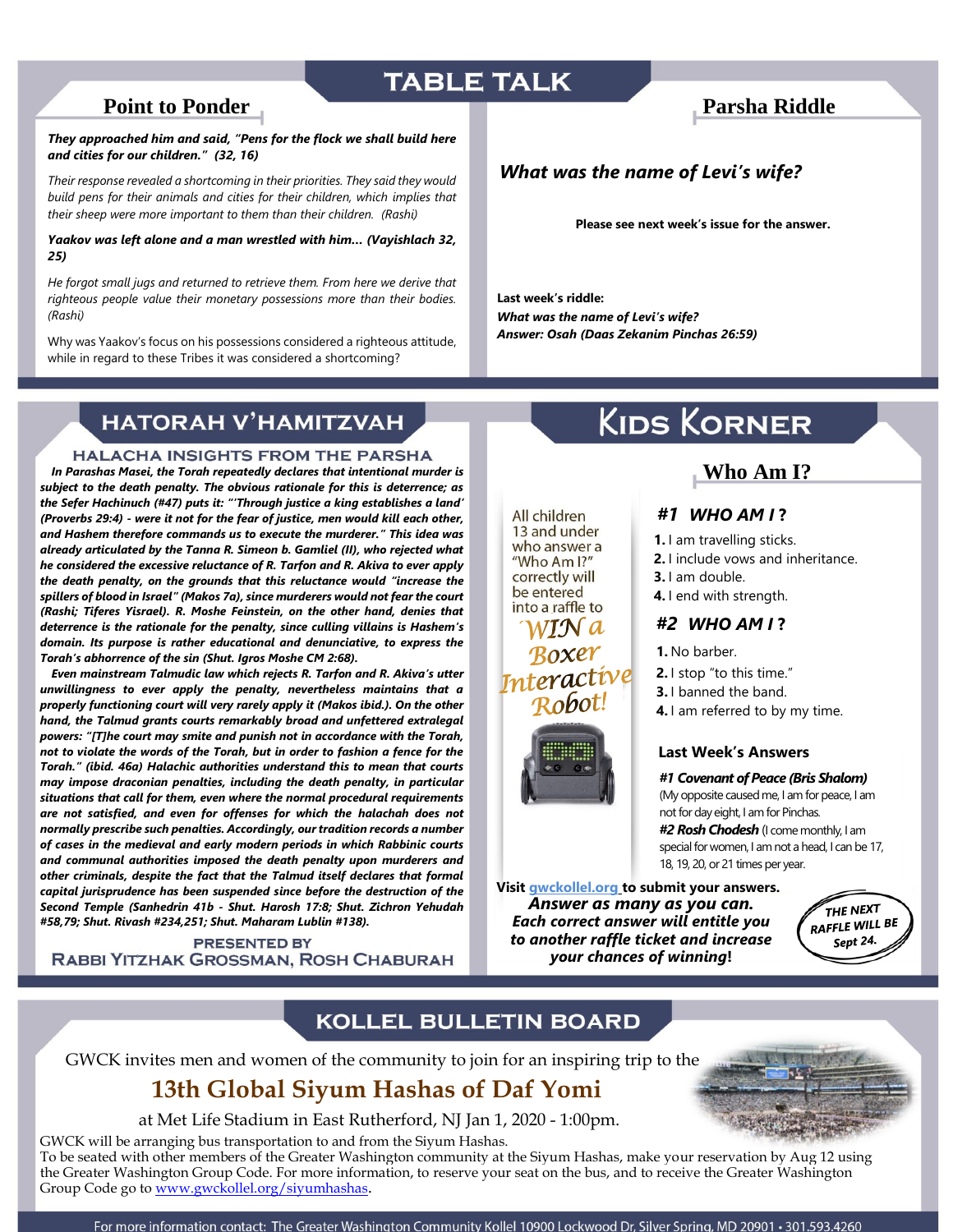# TABLE TALK

## Point to Ponder

***They approached him and said, "Pens for the flock we shall build here and cities for our children." (32, 16)***

*Their response revealed a shortcoming in their priorities. They said they would build pens for their animals and cities for their children, which implies that their sheep were more important to them than their children. (Rashi)*

***Yaakov was left alone and a man wrestled with him... (Vayishlach 32, 25)***

*He forgot small jugs and returned to retrieve them. From here we derive that righteous people value their monetary possessions more than their bodies. (Rashi)*

Why was Yaakov's focus on his possessions considered a righteous attitude, while in regard to these Tribes it was considered a shortcoming?

## Parsha Riddle

***What was the name of Levi's wife?***

**Please see next week's issue for the answer.**

**Last week's riddle:**
***What was the name of Levi's wife?***
***Answer: Osah (Daas Zekanim Pinchas 26:59)***

# HATORAH V'HAMITZVAH

## HALACHA INSIGHTS FROM THE PARSHA

***In Parashas Masei, the Torah repeatedly declares that intentional murder is subject to the death penalty. The obvious rationale for this is deterrence; as the Sefer Hachinuch (#47) puts it: "'Through justice a king establishes a land' (Proverbs 29:4) - were it not for the fear of justice, men would kill each other, and Hashem therefore commands us to execute the murderer." This idea was already articulated by the Tanna R. Simeon b. Gamliel (II), who rejected what he considered the excessive reluctance of R. Tarfon and R. Akiva to ever apply the death penalty, on the grounds that this reluctance would "increase the spillers of blood in Israel" (Makos 7a), since murderers would not fear the court (Rashi; Tiferes Yisrael). R. Moshe Feinstein, on the other hand, denies that deterrence is the rationale for the penalty, since culling villains is Hashem's domain. Its purpose is rather educational and denunciative, to express the Torah's abhorrence of the sin (Shut. Igros Moshe CM 2:68).***

***Even mainstream Talmudic law which rejects R. Tarfon and R. Akiva's utter unwillingness to ever apply the penalty, nevertheless maintains that a properly functioning court will very rarely apply it (Makos ibid.). On the other hand, the Talmud grants courts remarkably broad and unfettered extralegal powers: "[T]he court may smite and punish not in accordance with the Torah, not to violate the words of the Torah, but in order to fashion a fence for the Torah." (ibid. 46a) Halachic authorities understand this to mean that courts may impose draconian penalties, including the death penalty, in particular situations that call for them, even where the normal procedural requirements are not satisfied, and even for offenses for which the halachah does not normally prescribe such penalties. Accordingly, our tradition records a number of cases in the medieval and early modern periods in which Rabbinic courts and communal authorities imposed the death penalty upon murderers and other criminals, despite the fact that the Talmud itself declares that formal capital jurisprudence has been suspended since before the destruction of the Second Temple (Sanhedrin 41b - Shut. Harosh 17:8; Shut. Zichron Yehudah #58,79; Shut. Rivash #234,251; Shut. Maharam Lublin #138).***

PRESENTED BY
RABBI YITZHAK GROSSMAN, ROSH CHABURAH

# KIDS KORNER

## Who Am I?

All children 13 and under who answer a "Who Am I?" correctly will be entered into a raffle to WIN a Boxer Interactive Robot!

### #1 WHO AM I ?

1. I am travelling sticks.
2. I include vows and inheritance.
3. I am double.
4. I end with strength.

### #2 WHO AM I ?

1. No barber.
2. I stop "to this time."
3. I banned the band.
4. I am referred to by my time.

**Last Week's Answers**

***#1 Covenant of Peace (Bris Shalom)*** (My opposite caused me, I am for peace, I am not for day eight, I am for Pinchas.

***#2 Rosh Chodesh*** (I come monthly, I am special for women, I am not a head, I can be 17, 18, 19, 20, or 21 times per year.

**Visit gwckollel.org to submit your answers.**
***Answer as many as you can. Each correct answer will entitle you to another raffle ticket and increase your chances of winning!***

THE NEXT RAFFLE WILL BE Sept 24.

# KOLLEL BULLETIN BOARD

GWCK invites men and women of the community to join for an inspiring trip to the

## 13th Global Siyum Hashas of Daf Yomi

at Met Life Stadium in East Rutherford, NJ Jan 1, 2020 - 1:00pm.

GWCK will be arranging bus transportation to and from the Siyum Hashas.
To be seated with other members of the Greater Washington community at the Siyum Hashas, make your reservation by Aug 12 using the Greater Washington Group Code. For more information, to reserve your seat on the bus, and to receive the Greater Washington Group Code go to www.gwckollel.org/siyumhashas.

For more information contact: The Greater Washington Community Kollel 10900 Lockwood Dr, Silver Spring, MD 20901 • 301.593.4260